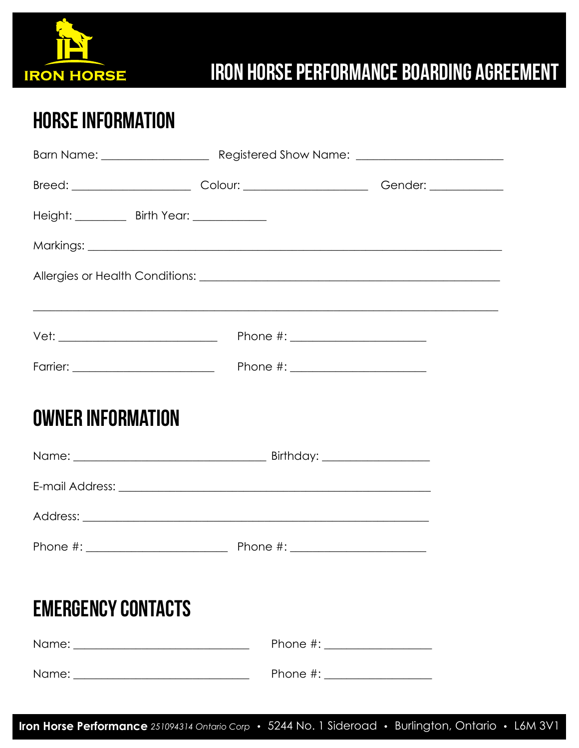IRON HORSE

# IRON HORSE PERFORMANCE BOARDING AGREEMENT

## HORSE INFORMATION

Barn Name: __________________ Registered Show Name: _________________________

Breed: ____________________ Colour: _____________________ Gender: ____________

Height: _________ Birth Year: ____________

Markings: ______________________________________________________________________

Allergies or Health Conditions: ___________________________________________________

_______________________________________________________________________________

Vet: ___________________________ Phone #: _______________________

Farrier: ________________________ Phone #: _______________________

## OWNER INFORMATION

Name: _________________________________ Birthday: __________________

E-mail Address: _______________________________________________________

Address: _______________________________________________________________

Phone #: ________________________ Phone #: _______________________

## EMERGENCY CONTACTS

Name: ______________________________ Phone #: __________________

Name: ______________________________ Phone #: __________________

**Iron Horse Performance** *251094314 Ontario Corp* • 5244 No. 1 Sideroad • Burlington, Ontario • L6M 3V1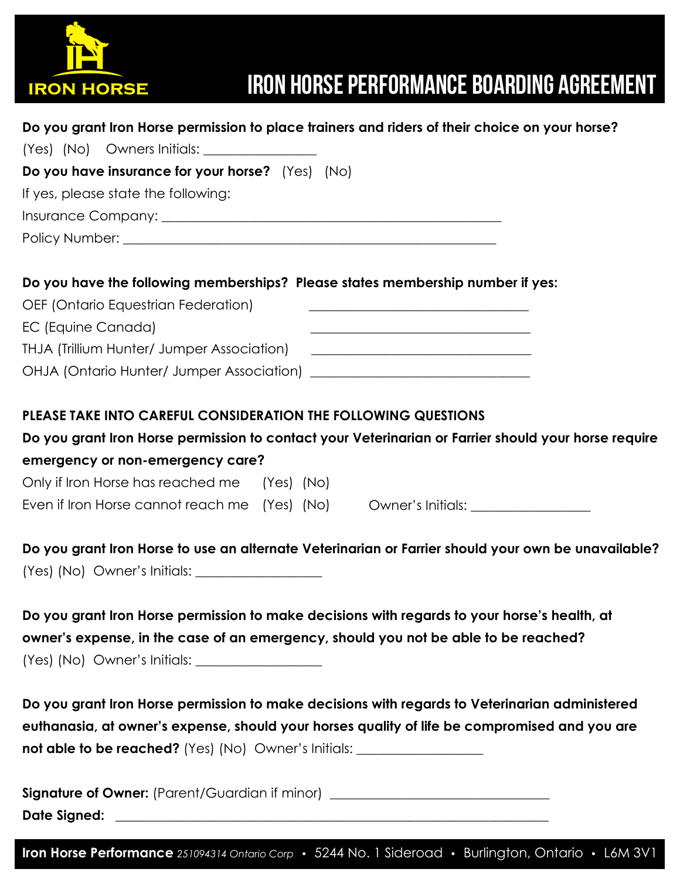# IRON HORSE PERFORMANCE BOARDING AGREEMENT

**Do you grant Iron Horse permission to place trainers and riders of their choice on your horse?**

(Yes) (No) Owners Initials: ________________

**Do you have insurance for your horse?** (Yes) (No)

If yes, please state the following:

Insurance Company: ________________________________________________

Policy Number: ____________________________________________________

**Do you have the following memberships? Please states membership number if yes:**

OEF (Ontario Equestrian Federation) ________________________________

EC (Equine Canada) ________________________________

THJA (Trillium Hunter/ Jumper Association) ________________________________

OHJA (Ontario Hunter/ Jumper Association) ________________________________

**PLEASE TAKE INTO CAREFUL CONSIDERATION THE FOLLOWING QUESTIONS**

**Do you grant Iron Horse permission to contact your Veterinarian or Farrier should your horse require emergency or non-emergency care?**

Only if Iron Horse has reached me (Yes) (No)

Even if Iron Horse cannot reach me (Yes) (No) Owner's Initials: ________________

**Do you grant Iron Horse to use an alternate Veterinarian or Farrier should your own be unavailable?**

(Yes) (No) Owner's Initials: ________________

**Do you grant Iron Horse permission to make decisions with regards to your horse's health, at owner's expense, in the case of an emergency, should you not be able to be reached?**

(Yes) (No) Owner's Initials: ________________

**Do you grant Iron Horse permission to make decisions with regards to Veterinarian administered euthanasia, at owner's expense, should your horses quality of life be compromised and you are not able to be reached?** (Yes) (No) Owner's Initials: ________________

**Signature of Owner:** (Parent/Guardian if minor) ________________________________

**Date Signed:** ____________________________________________________________

**Iron Horse Performance** *251094314 Ontario Corp* • 5244 No. 1 Sideroad • Burlington, Ontario • L6M 3V1